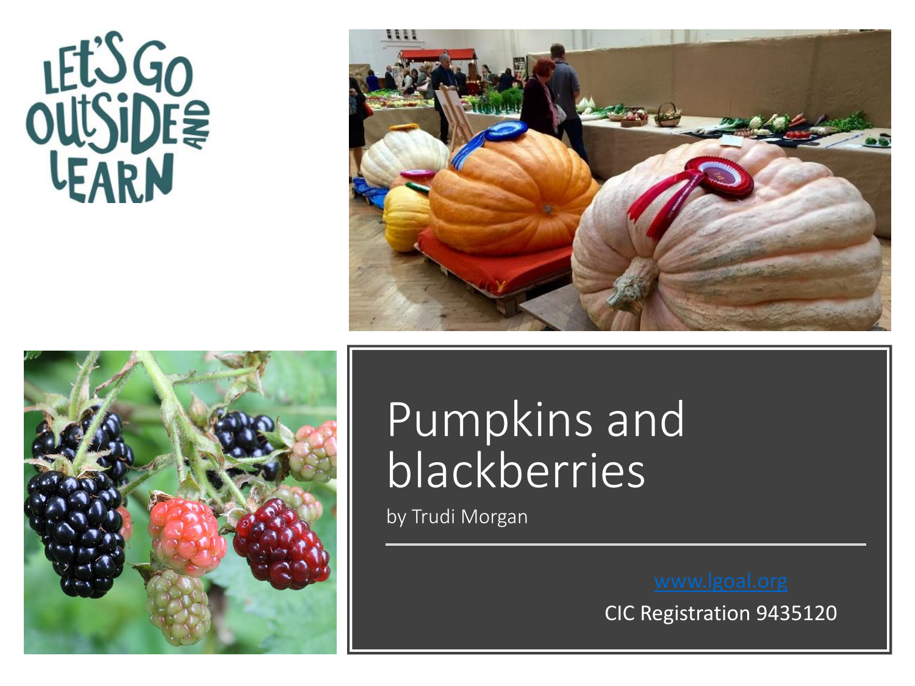LET'S GO OUTSIDE AND LEARN

# Pumpkins and blackberries

by Trudi Morgan

www.lgoal.org

CIC Registration 9435120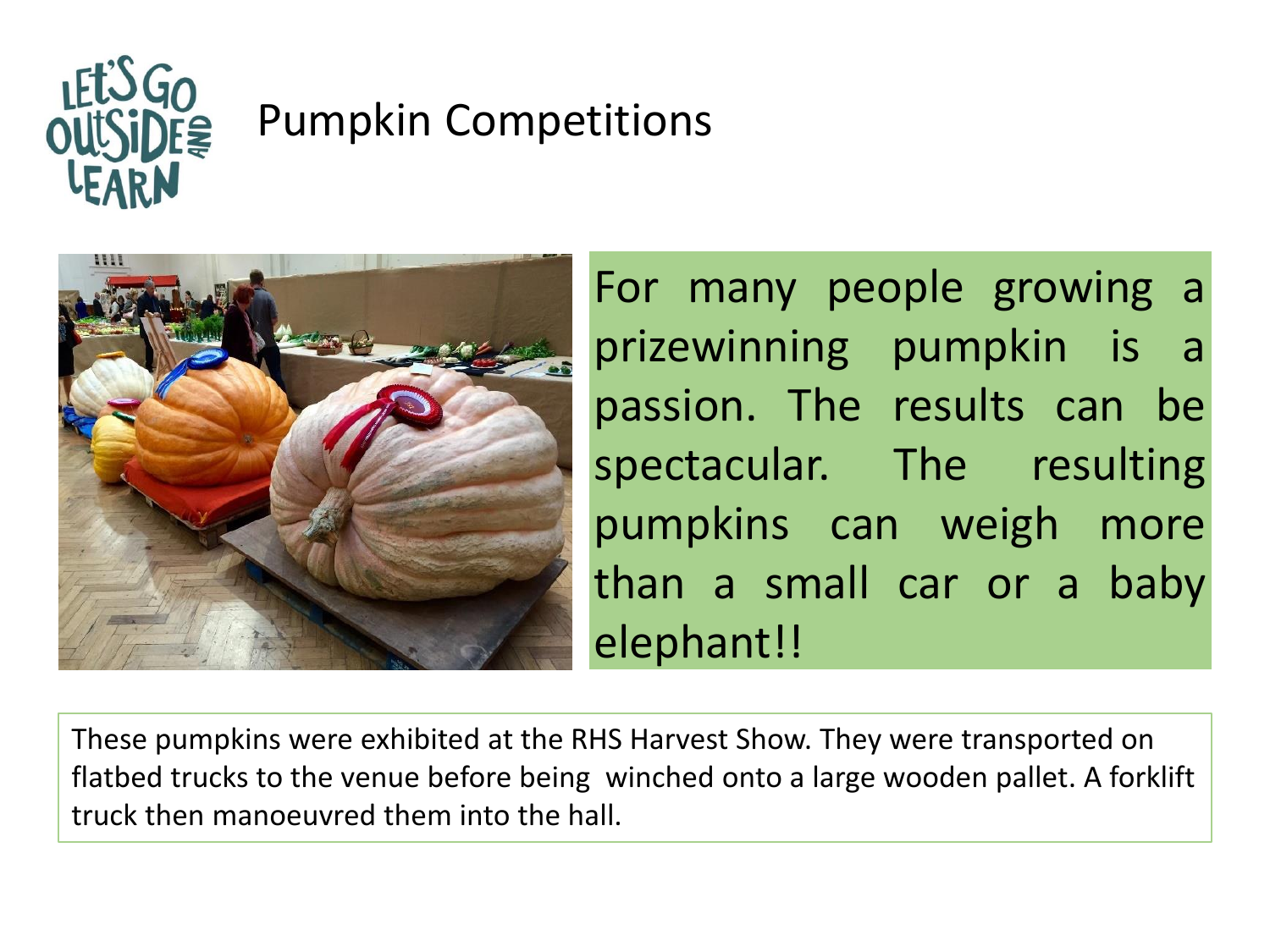# Pumpkin Competitions

For many people growing a prizewinning pumpkin is a passion. The results can be spectacular. The resulting pumpkins can weigh more than a small car or a baby elephant!!

These pumpkins were exhibited at the RHS Harvest Show. They were transported on flatbed trucks to the venue before being winched onto a large wooden pallet. A forklift truck then manoeuvred them into the hall.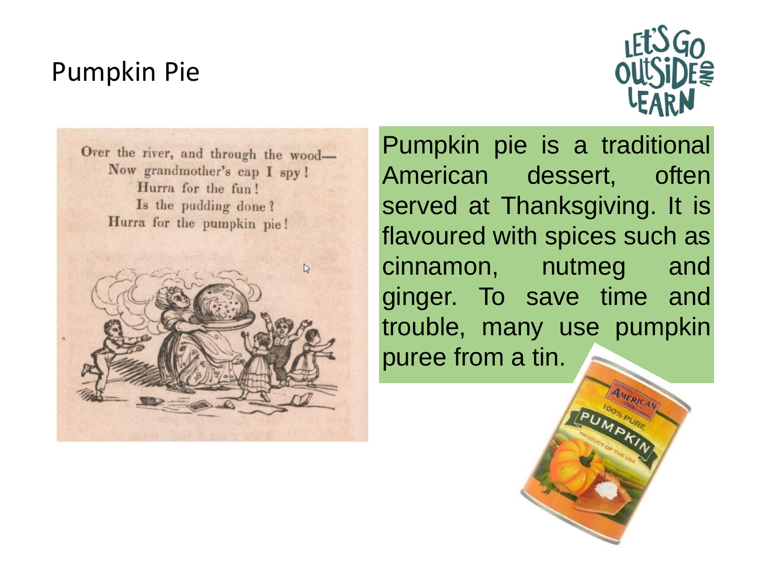# Pumpkin Pie

Over the river, and through the wood—
Now grandmother's cap I spy!
Hurra for the fun!
Is the pudding done?
Hurra for the pumpkin pie!

Pumpkin pie is a traditional American dessert, often served at Thanksgiving. It is flavoured with spices such as cinnamon, nutmeg and ginger. To save time and trouble, many use pumpkin puree from a tin.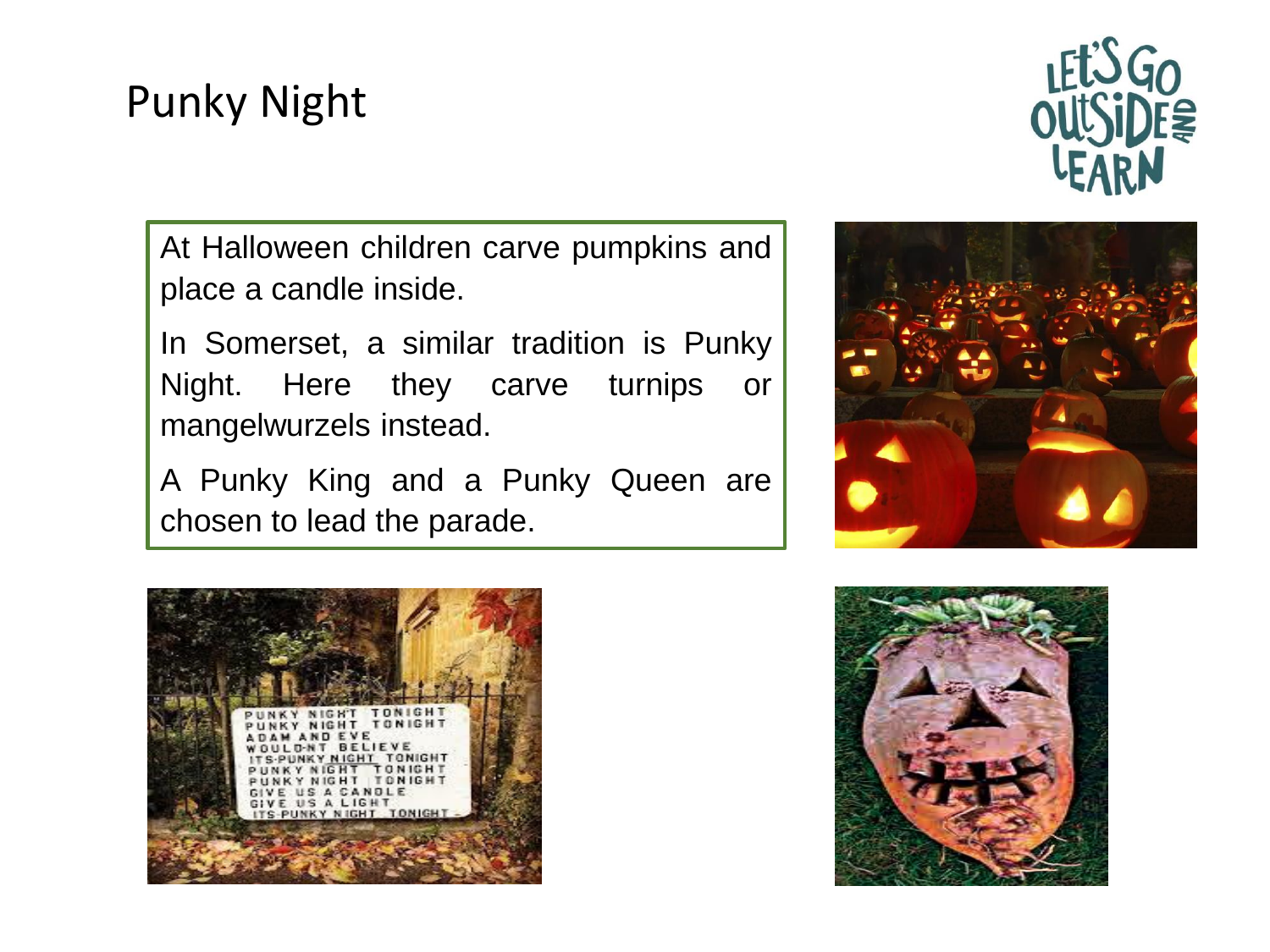# Punky Night

At Halloween children carve pumpkins and place a candle inside.

In Somerset, a similar tradition is Punky Night. Here they carve turnips or mangelwurzels instead.

A Punky King and a Punky Queen are chosen to lead the parade.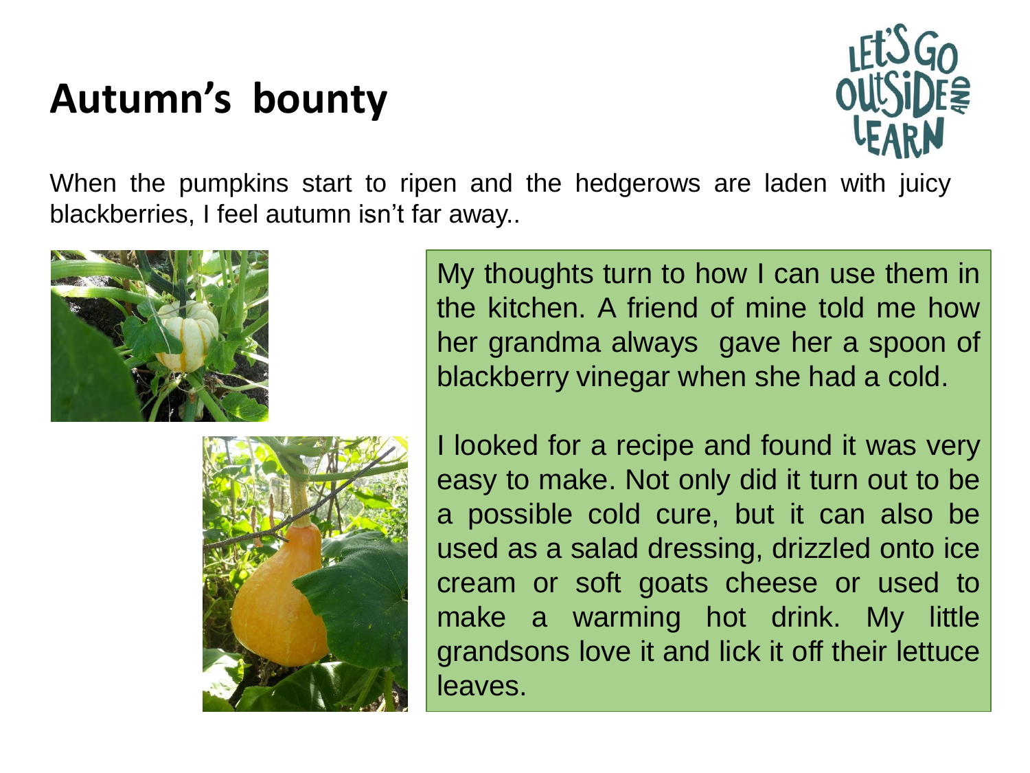# Autumn's bounty

When the pumpkins start to ripen and the hedgerows are laden with juicy blackberries, I feel autumn isn't far away..

My thoughts turn to how I can use them in the kitchen. A friend of mine told me how her grandma always gave her a spoon of blackberry vinegar when she had a cold.

I looked for a recipe and found it was very easy to make. Not only did it turn out to be a possible cold cure, but it can also be used as a salad dressing, drizzled onto ice cream or soft goats cheese or used to make a warming hot drink. My little grandsons love it and lick it off their lettuce leaves.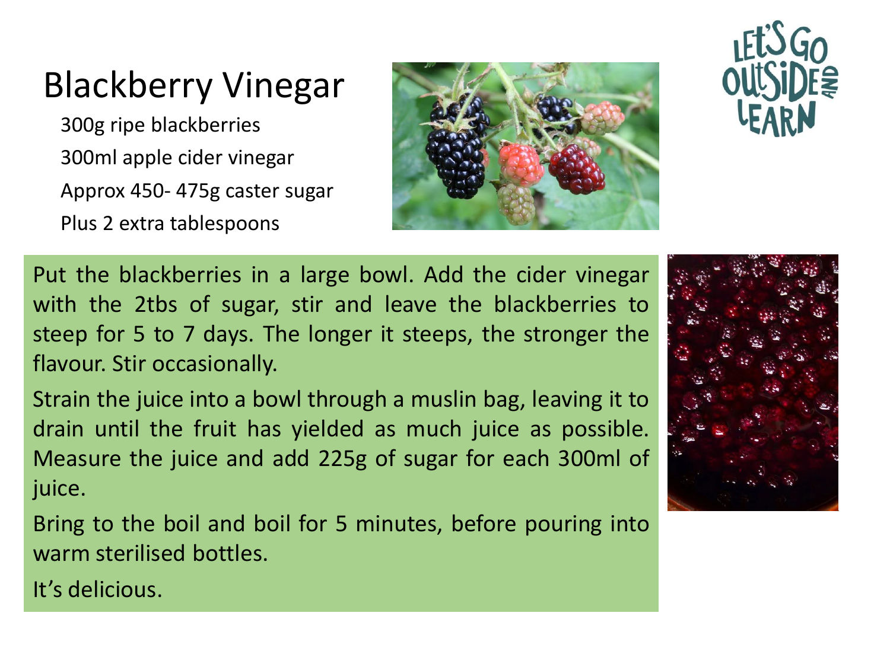# Blackberry Vinegar

300g ripe blackberries

300ml apple cider vinegar

Approx 450- 475g caster sugar

Plus 2 extra tablespoons

Put the blackberries in a large bowl. Add the cider vinegar with the 2tbs of sugar, stir and leave the blackberries to steep for 5 to 7 days. The longer it steeps, the stronger the flavour. Stir occasionally.

Strain the juice into a bowl through a muslin bag, leaving it to drain until the fruit has yielded as much juice as possible. Measure the juice and add 225g of sugar for each 300ml of juice.

Bring to the boil and boil for 5 minutes, before pouring into warm sterilised bottles.

It's delicious.